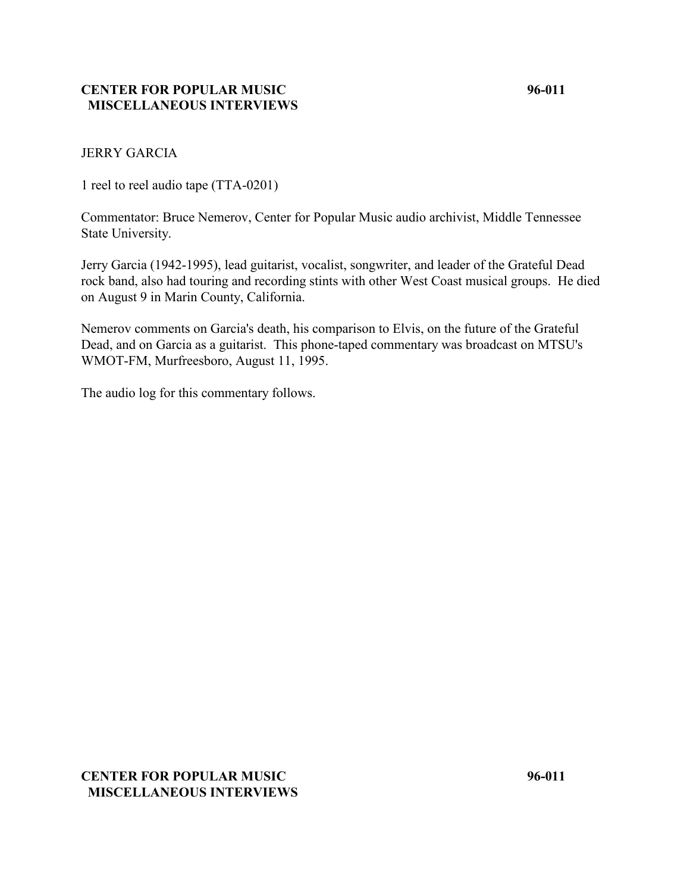**CENTER FOR POPULAR MUSIC MISCELLANEOUS INTERVIEWS** **96-011**

JERRY GARCIA

1 reel to reel audio tape (TTA-0201)

Commentator: Bruce Nemerov, Center for Popular Music audio archivist, Middle Tennessee State University.

Jerry Garcia (1942-1995), lead guitarist, vocalist, songwriter, and leader of the Grateful Dead rock band, also had touring and recording stints with other West Coast musical groups. He died on August 9 in Marin County, California.

Nemerov comments on Garcia's death, his comparison to Elvis, on the future of the Grateful Dead, and on Garcia as a guitarist. This phone-taped commentary was broadcast on MTSU's WMOT-FM, Murfreesboro, August 11, 1995.

The audio log for this commentary follows.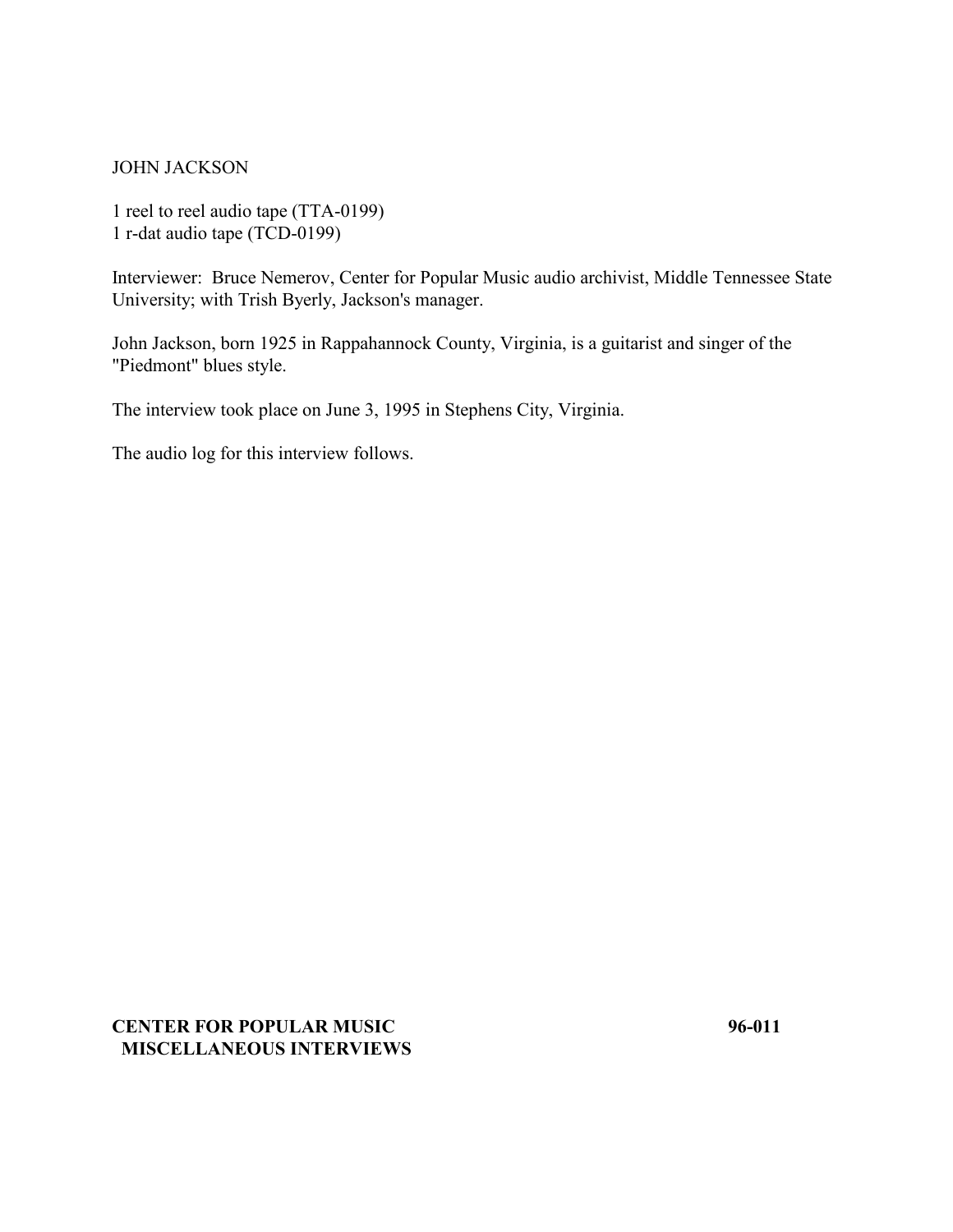JOHN JACKSON

1 reel to reel audio tape (TTA-0199)
1 r-dat audio tape (TCD-0199)

Interviewer: Bruce Nemerov, Center for Popular Music audio archivist, Middle Tennessee State University; with Trish Byerly, Jackson's manager.

John Jackson, born 1925 in Rappahannock County, Virginia, is a guitarist and singer of the "Piedmont" blues style.

The interview took place on June 3, 1995 in Stephens City, Virginia.

The audio log for this interview follows.

**CENTER FOR POPULAR MUSIC MISCELLANEOUS INTERVIEWS** **96-011**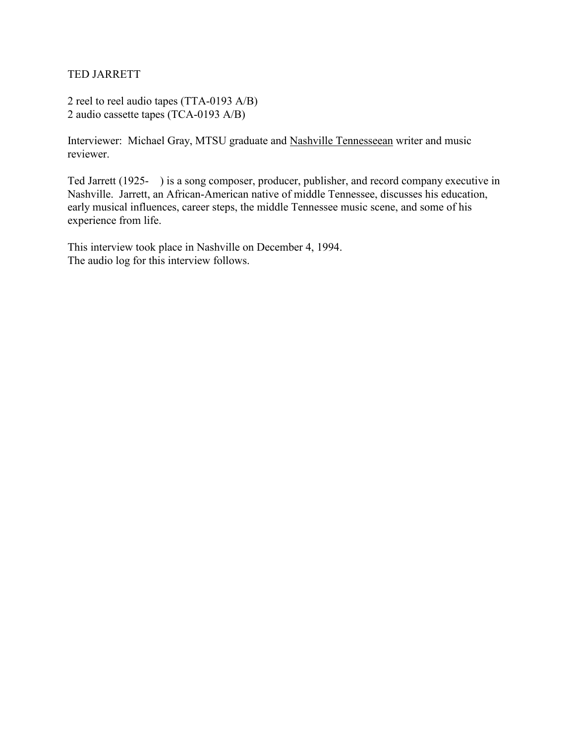TED JARRETT

2 reel to reel audio tapes (TTA-0193 A/B)
2 audio cassette tapes (TCA-0193 A/B)

Interviewer: Michael Gray, MTSU graduate and Nashville Tennesseean writer and music reviewer.

Ted Jarrett (1925- ) is a song composer, producer, publisher, and record company executive in Nashville. Jarrett, an African-American native of middle Tennessee, discusses his education, early musical influences, career steps, the middle Tennessee music scene, and some of his experience from life.

This interview took place in Nashville on December 4, 1994.
The audio log for this interview follows.